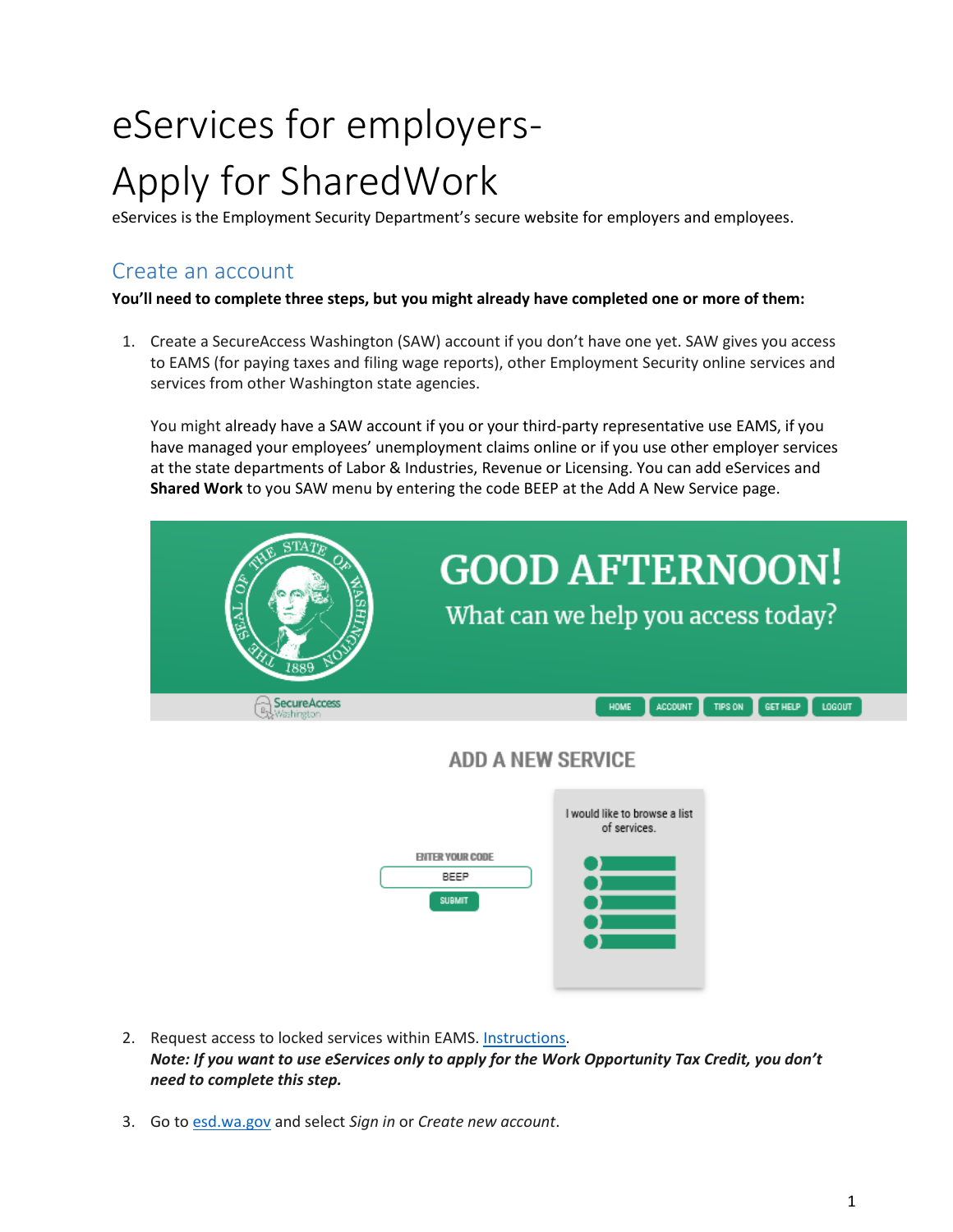# eServices for employers- Apply for SharedWork

eServices is the Employment Security Department's secure website for employers and employees.

## Create an account

**You'll need to complete three steps, but you might already have completed one or more of them:**

1. Create a SecureAccess Washington (SAW) account if you don't have one yet. SAW gives you access to EAMS (for paying taxes and filing wage reports), other Employment Security online services and services from other Washington state agencies.

   You might already have a SAW account if you or your third-party representative use EAMS, if you have managed your employees' unemployment claims online or if you use other employer services at the state departments of Labor & Industries, Revenue or Licensing. You can add eServices and **Shared Work** to you SAW menu by entering the code BEEP at the Add A New Service page.

2. Request access to locked services within EAMS. [Instructions](Instructions).
   ***Note: If you want to use eServices only to apply for the Work Opportunity Tax Credit, you don't need to complete this step.***

3. Go to [esd.wa.gov](esd.wa.gov) and select *Sign in* or *Create new account*.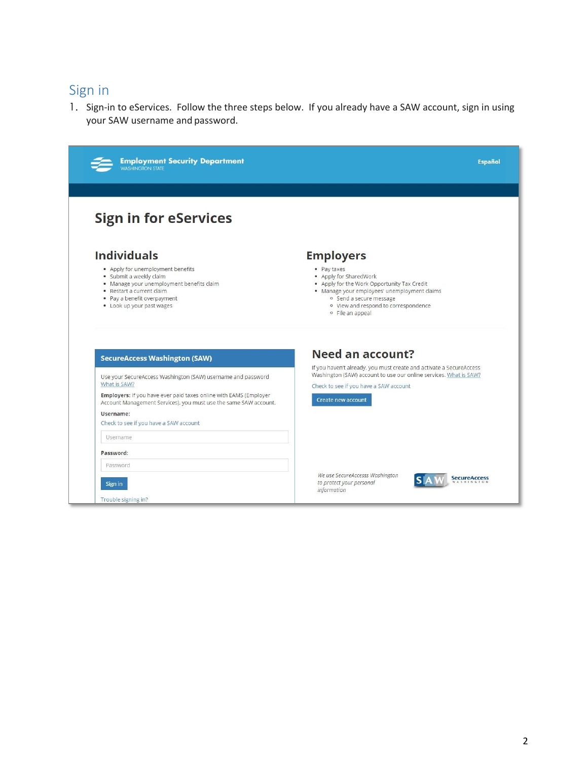## Sign in

1. Sign-in to eServices. Follow the three steps below. If you already have a SAW account, sign in using your SAW username and password.

Employment Security Department
WASHINGTON STATE

Español

# Sign in for eServices

## Individuals

- Apply for unemployment benefits
- Submit a weekly claim
- Manage your unemployment benefits claim
- Restart a current claim
- Pay a benefit overpayment
- Look up your past wages

## Employers

- Pay taxes
- Apply for SharedWork
- Apply for the Work Opportunity Tax Credit
- Manage your employees' unemployment claims
  - Send a secure message
  - View and respond to correspondence
  - File an appeal

### SecureAccess Washington (SAW)

Use your SecureAccess Washington (SAW) username and password
What is SAW?

**Employers:** If you have ever paid taxes online with EAMS (Employer Account Management Services), you must use the same SAW account.

**Username:**
Check to see if you have a SAW account

Username

**Password:**

Password

Sign in

Trouble signing in?

## Need an account?

If you haven't already, you must create and activate a SecureAccess Washington (SAW) account to use our online services. What is SAW?

Check to see if you have a SAW account

Create new account

*We use SecureAccess Washington to protect your personal information*

SAW SecureAccess WASHINGTON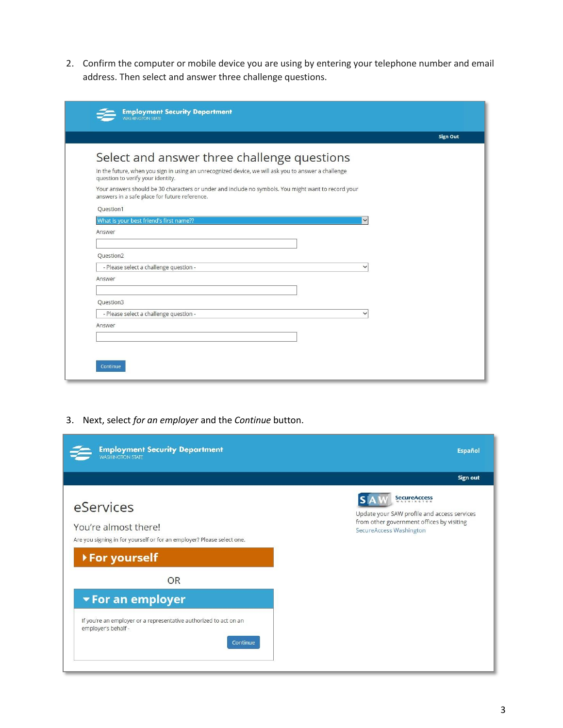2. Confirm the computer or mobile device you are using by entering your telephone number and email address. Then select and answer three challenge questions.

Employment Security Department
WASHINGTON STATE

Sign Out

## Select and answer three challenge questions

In the future, when you sign in using an unrecognized device, we will ask you to answer a challenge question to verify your identity.

Your answers should be 30 characters or under and include no symbols. You might want to record your answers in a safe place for future reference.

Question1

What is your best friend's first name??

Answer

Question2

- Please select a challenge question -

Answer

Question3

- Please select a challenge question -

Answer

Continue

3. Next, select *for an employer* and the *Continue* button.

Employment Security Department
WASHINGTON STATE

Español

Sign out

## eServices

You're almost there!

Are you signing in for yourself or for an employer? Please select one.

**For yourself**

OR

**For an employer**

If you're an employer or a representative authorized to act on an employer's behalf -

Continue

SAW SecureAccess WASHINGTON

Update your SAW profile and access services from other government offices by visiting SecureAccess Washington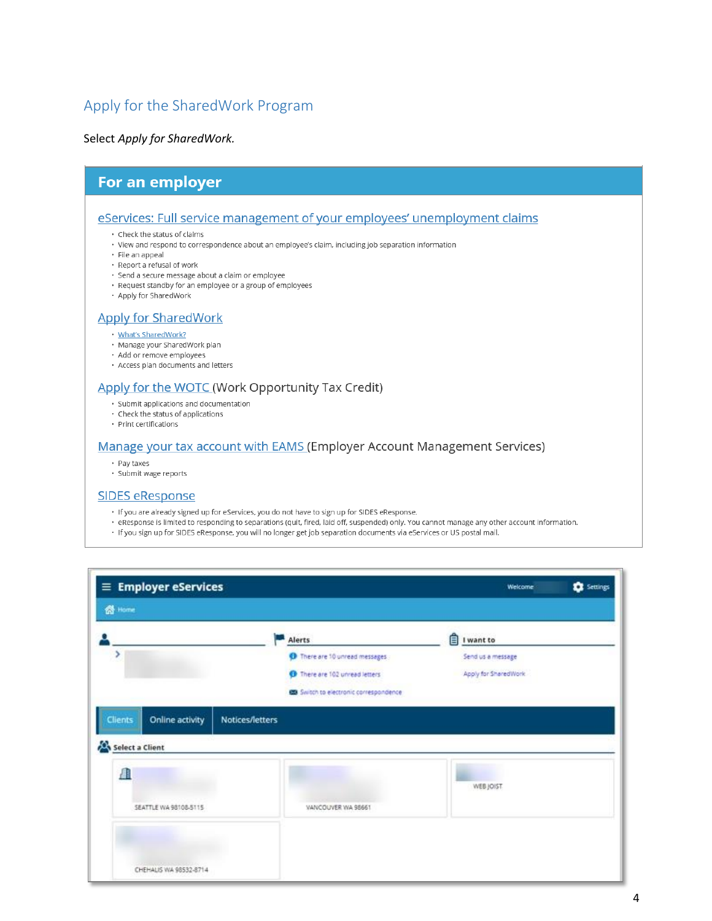## Apply for the SharedWork Program

Select *Apply for SharedWork.*

**For an employer**

eServices: Full service management of your employees' unemployment claims

- Check the status of claims
- View and respond to correspondence about an employee's claim, including job separation information
- File an appeal
- Report a refusal of work
- Send a secure message about a claim or employee
- Request standby for an employee or a group of employees
- Apply for SharedWork

Apply for SharedWork

- What's SharedWork?
- Manage your SharedWork plan
- Add or remove employees
- Access plan documents and letters

Apply for the WOTC (Work Opportunity Tax Credit)

- Submit applications and documentation
- Check the status of applications
- Print certifications

Manage your tax account with EAMS (Employer Account Management Services)

- Pay taxes
- Submit wage reports

SIDES eResponse

- If you are already signed up for eServices, you do not have to sign up for SIDES eResponse.
- eResponse is limited to responding to separations (quit, fired, laid off, suspended) only. You cannot manage any other account information.
- If you sign up for SIDES eResponse, you will no longer get job separation documents via eServices or US postal mail.

**Employer eServices**

Welcome Settings

Home

Alerts
- There are 10 unread messages
- There are 102 unread letters
- Switch to electronic correspondence

I want to
- Send us a message
- Apply for SharedWork

Clients | Online activity | Notices/letters

Select a Client

SEATTLE WA 98108-5115

VANCOUVER WA 98661

WEB JOIST

CHEHALIS WA 98532-8714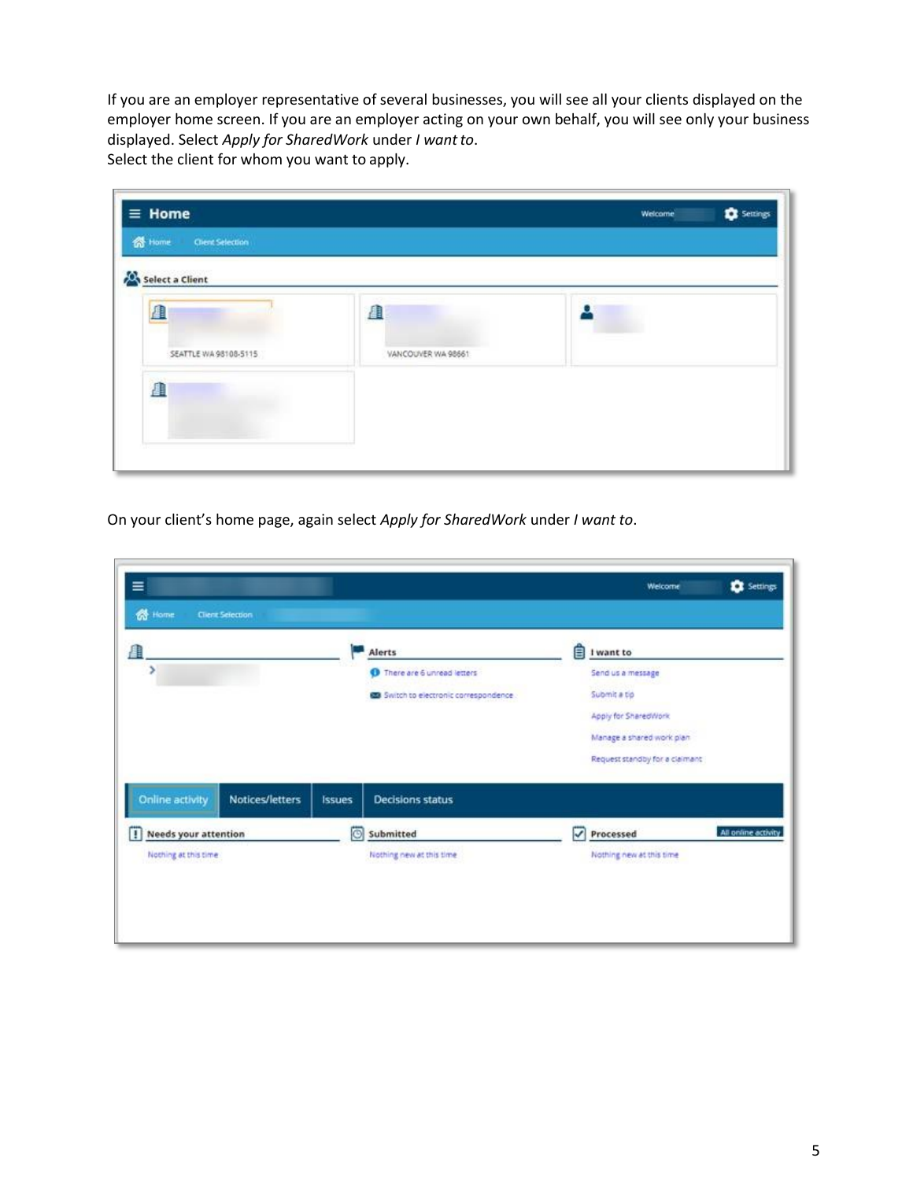If you are an employer representative of several businesses, you will see all your clients displayed on the employer home screen. If you are an employer acting on your own behalf, you will see only your business displayed. Select *Apply for SharedWork* under *I want to*.
Select the client for whom you want to apply.

On your client's home page, again select *Apply for SharedWork* under *I want to*.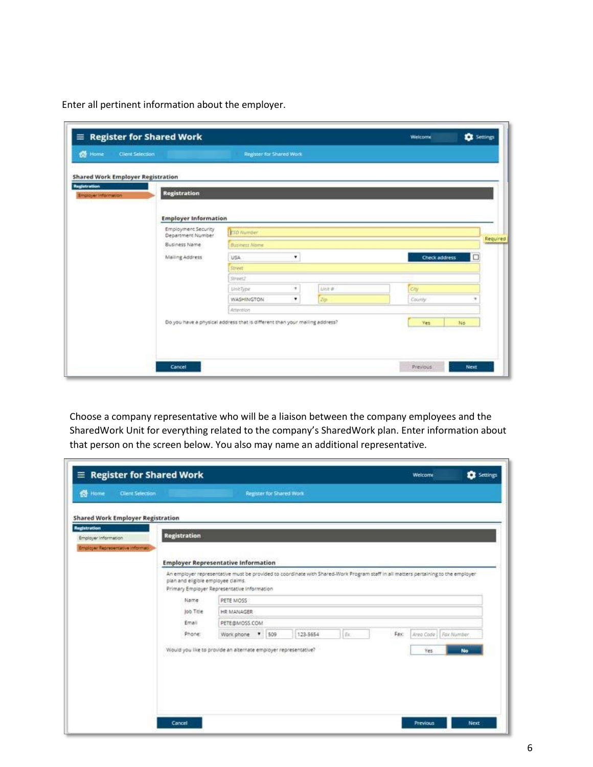Enter all pertinent information about the employer.

Register for Shared Work

Home | Client Selection | Register for Shared Work

Shared Work Employer Registration

Registration

Employer Information

Registration

Employer Information

| | |
|---|---|
| Employment Security Department Number | ESD Number (Required) |
| Business Name | Business Name |
| Mailing Address | USA — Check address |
| | Street |
| | Street2 |
| | UnitType / Unit # / City |
| | WASHINGTON / Zip / County |
| | Attention |

Do you have a physical address that is different than your mailing address? Yes / No

Cancel | Previous | Next

Choose a company representative who will be a liaison between the company employees and the SharedWork Unit for everything related to the company's SharedWork plan. Enter information about that person on the screen below. You also may name an additional representative.

Register for Shared Work

Home | Client Selection | Register for Shared Work

Shared Work Employer Registration

Registration

Employer Information

Employer Representative Information

Registration

Employer Representative Information

An employer representative must be provided to coordinate with Shared-Work Program staff in all matters pertaining to the employer plan and eligible employee claims.

Primary Employer Representative Information

| | |
|---|---|
| Name | PETE MOSS |
| Job Title | HR MANAGER |
| Email | PETE@MOSS.COM |
| Phone | Work phone 509 123-5654 Ex. — Fax: Area Code / Fax Number |

Would you like to provide an alternate employer representative? Yes / No

Cancel | Previous | Next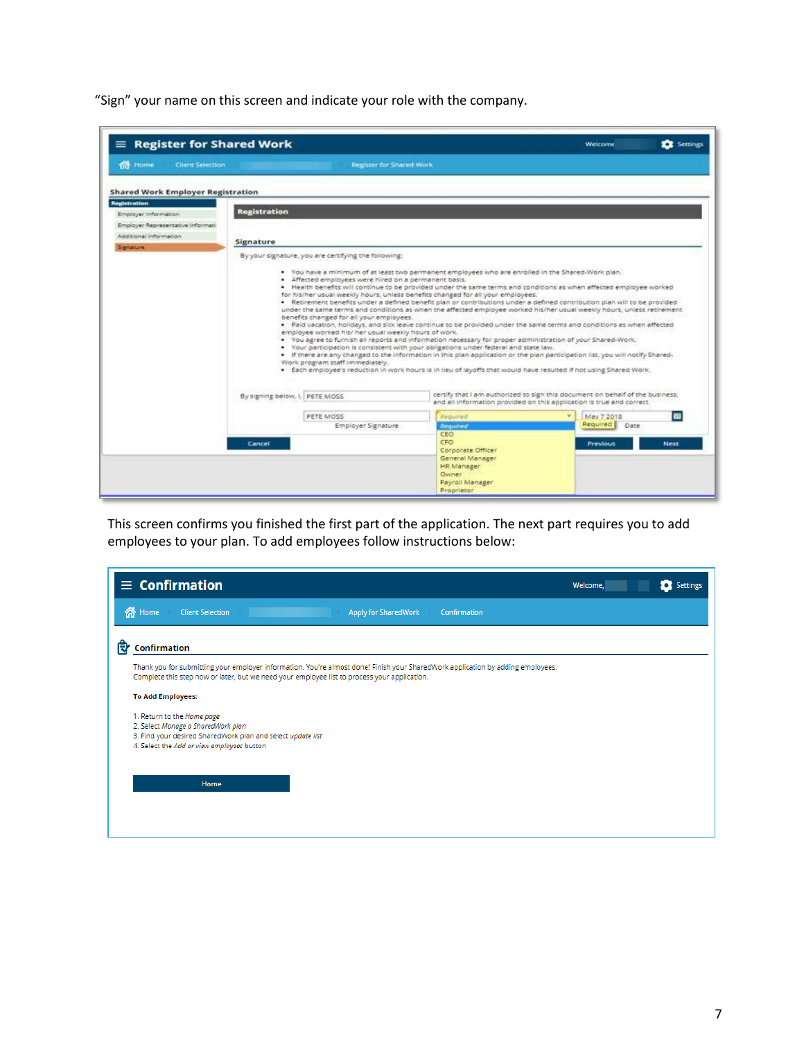"Sign" your name on this screen and indicate your role with the company.

**Register for Shared Work**

Home › Client Selection › Register for Shared Work

**Shared Work Employer Registration**

- Registration
- Employer Information
- Employer Representative Information
- Additional Information
- Signature

**Registration**

**Signature**

By your signature, you are certifying the following:

- You have a minimum of at least two permanent employees who are enrolled in the Shared-Work plan.
- Affected employees were hired on a permanent basis.
- Health benefits will continue to be provided under the same terms and conditions as when affected employee worked for his/her usual weekly hours, unless benefits changed for all your employees.
- Retirement benefits under a defined benefit plan or contributions under a defined contribution plan will to be provided under the same terms and conditions as when the affected employee worked his/her usual weekly hours, unless retirement benefits changed for all your employees.
- Paid vacation, holidays, and sick leave continue to be provided under the same terms and conditions as when affected employee worked his/ her usual weekly hours of work.
- You agree to furnish all reports and information necessary for proper administration of your Shared-Work.
- Your participation is consistent with your obligations under federal and state law.
- If there are any changed to the information in this plan application or the plan participation list, you will notify Shared-Work program staff immediately.
- Each employee's reduction in work hours is in lieu of layoffs that would have resulted if not using Shared Work.

By signing below, I, PETE MOSS certify that I am authorized to sign this document on behalf of the business, and all information provided on this application is true and correct.

PETE MOSS — Employer Signature | Required: CEO, CFO, Corporate Officer, General Manager, HR Manager, Owner, Payroll Manager, Proprietor | May 7 2018 — Date

Cancel | Previous | Next

This screen confirms you finished the first part of the application. The next part requires you to add employees to your plan. To add employees follow instructions below:

**Confirmation**

Home › Client Selection › Apply for SharedWork › Confirmation

**Confirmation**

Thank you for submitting your employer information. You're almost done! Finish your SharedWork application by adding employees. Complete this step now or later, but we need your employee list to process your application.

**To Add Employees:**

1. Return to the *Home page*
2. Select *Manage a SharedWork plan*
3. Find your desired SharedWork plan and select *update list*
4. Select the *Add or view employees* button

Home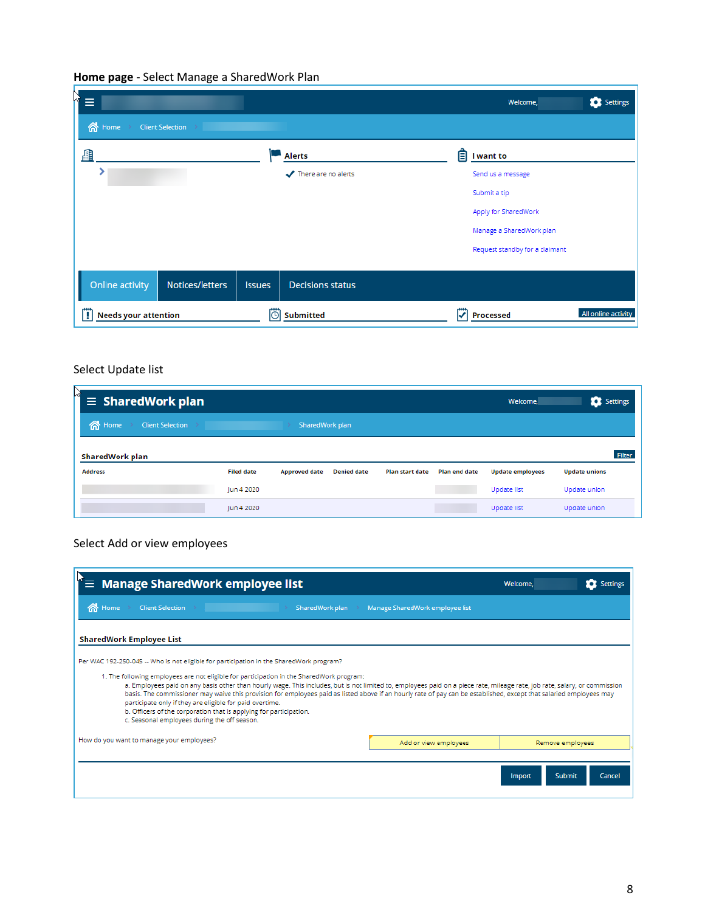**Home page** - Select Manage a SharedWork Plan

Welcome, Settings

Home > Client Selection >

**Alerts**

There are no alerts

**I want to**

Send us a message

Submit a tip

Apply for SharedWork

Manage a SharedWork plan

Request standby for a claimant

Online activity | Notices/letters | Issues | Decisions status

**Needs your attention** | **Submitted** | **Processed** | All online activity

Select Update list

**SharedWork plan**

Welcome, Settings

Home > Client Selection > > SharedWork plan

**SharedWork plan** Filter

| Address | Filed date | Approved date | Denied date | Plan start date | Plan end date | Update employees | Update unions |
|---|---|---|---|---|---|---|---|
| | Jun 4 2020 | | | | | Update list | Update union |
| | Jun 4 2020 | | | | | Update list | Update union |

Select Add or view employees

**Manage SharedWork employee list**

Welcome, Settings

Home > Client Selection > > SharedWork plan > Manage SharedWork employee list

**SharedWork Employee List**

Per WAC 192-250-045 -- Who is not eligible for participation in the SharedWork program?

1. The following employees are not eligible for participation in the SharedWork program:
   a. Employees paid on any basis other than hourly wage. This includes, but is not limited to, employees paid on a piece rate, mileage rate, job rate, salary, or commission basis. The commissioner may waive this provision for employees paid as listed above if an hourly rate of pay can be established, except that salaried employees may participate only if they are eligible for paid overtime.
   b. Officers of the corporation that is applying for participation.
   c. Seasonal employees during the off season.

How do you want to manage your employees? | Add or view employees | Remove employees

Import | Submit | Cancel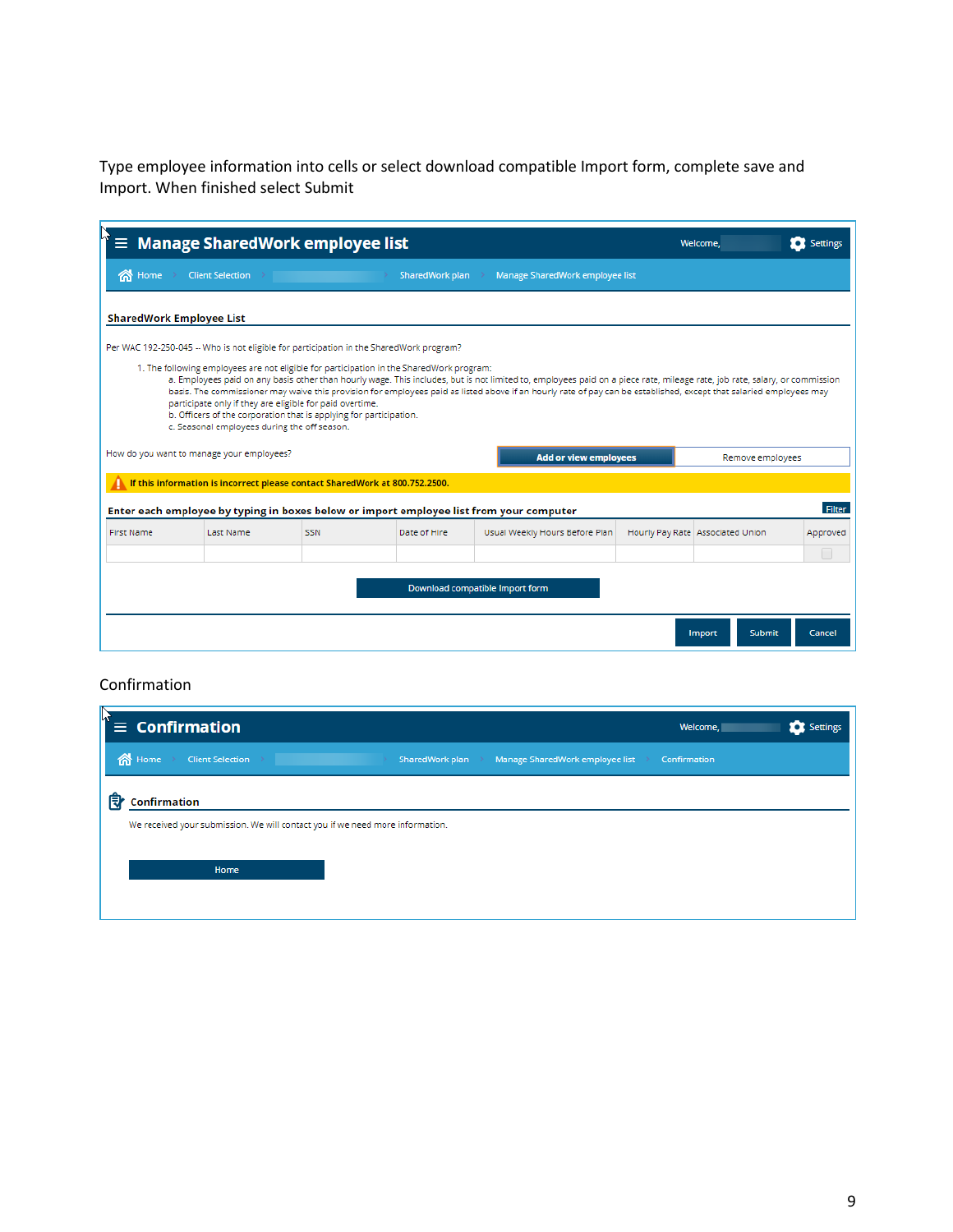Type employee information into cells or select download compatible Import form, complete save and Import. When finished select Submit

**Manage SharedWork employee list**

Welcome, Settings

Home > Client Selection > > SharedWork plan > Manage SharedWork employee list

**SharedWork Employee List**

Per WAC 192-250-045 -- Who is not eligible for participation in the SharedWork program?

1. The following employees are not eligible for participation in the SharedWork program:
   a. Employees paid on any basis other than hourly wage. This includes, but is not limited to, employees paid on a piece rate, mileage rate, job rate, salary, or commission basis. The commissioner may waive this provision for employees paid as listed above if an hourly rate of pay can be established, except that salaried employees may participate only if they are eligible for paid overtime.
   b. Officers of the corporation that is applying for participation.
   c. Seasonal employees during the off season.

How do you want to manage your employees? **Add or view employees** | Remove employees

**If this information is incorrect please contact SharedWork at 800.752.2500.**

**Enter each employee by typing in boxes below or import employee list from your computer** Filter

| First Name | Last Name | SSN | Date of Hire | Usual Weekly Hours Before Plan | Hourly Pay Rate | Associated Union | Approved |
|---|---|---|---|---|---|---|---|
| | | | | | | | |

Download compatible Import form

Import | Submit | Cancel

Confirmation

**Confirmation**

Welcome, Settings

Home > Client Selection > > SharedWork plan > Manage SharedWork employee list > Confirmation

**Confirmation**

We received your submission. We will contact you if we need more information.

Home